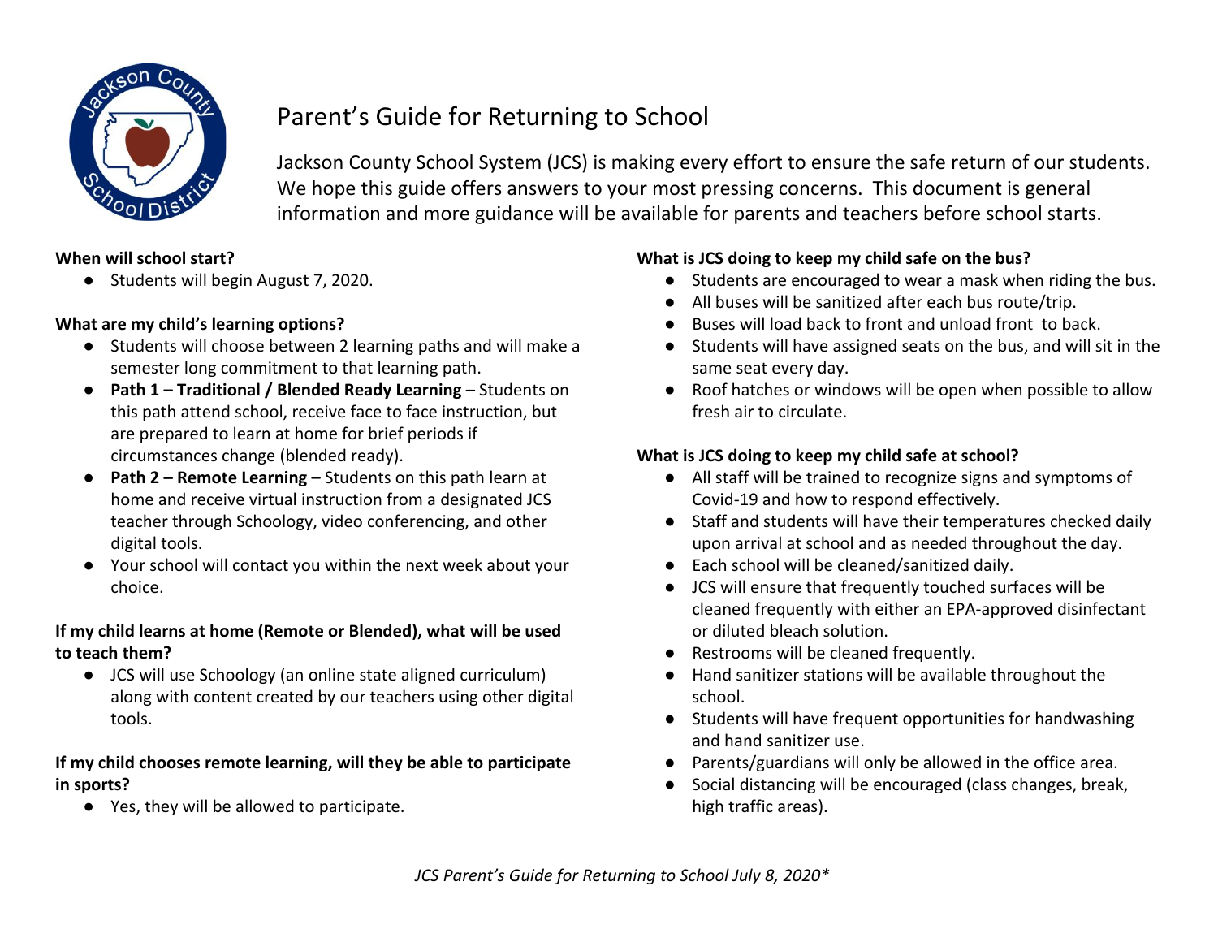# Parent's Guide for Returning to School

Jackson County School System (JCS) is making every effort to ensure the safe return of our students. We hope this guide offers answers to your most pressing concerns. This document is general information and more guidance will be available for parents and teachers before school starts.

**When will school start?**

- Students will begin August 7, 2020.

**What are my child's learning options?**

- Students will choose between 2 learning paths and will make a semester long commitment to that learning path.
- **Path 1 – Traditional / Blended Ready Learning** – Students on this path attend school, receive face to face instruction, but are prepared to learn at home for brief periods if circumstances change (blended ready).
- **Path 2 – Remote Learning** – Students on this path learn at home and receive virtual instruction from a designated JCS teacher through Schoology, video conferencing, and other digital tools.
- Your school will contact you within the next week about your choice.

**If my child learns at home (Remote or Blended), what will be used to teach them?**

- JCS will use Schoology (an online state aligned curriculum) along with content created by our teachers using other digital tools.

**If my child chooses remote learning, will they be able to participate in sports?**

- Yes, they will be allowed to participate.

**What is JCS doing to keep my child safe on the bus?**

- Students are encouraged to wear a mask when riding the bus.
- All buses will be sanitized after each bus route/trip.
- Buses will load back to front and unload front to back.
- Students will have assigned seats on the bus, and will sit in the same seat every day.
- Roof hatches or windows will be open when possible to allow fresh air to circulate.

**What is JCS doing to keep my child safe at school?**

- All staff will be trained to recognize signs and symptoms of Covid-19 and how to respond effectively.
- Staff and students will have their temperatures checked daily upon arrival at school and as needed throughout the day.
- Each school will be cleaned/sanitized daily.
- JCS will ensure that frequently touched surfaces will be cleaned frequently with either an EPA-approved disinfectant or diluted bleach solution.
- Restrooms will be cleaned frequently.
- Hand sanitizer stations will be available throughout the school.
- Students will have frequent opportunities for handwashing and hand sanitizer use.
- Parents/guardians will only be allowed in the office area.
- Social distancing will be encouraged (class changes, break, high traffic areas).

*JCS Parent's Guide for Returning to School July 8, 2020\**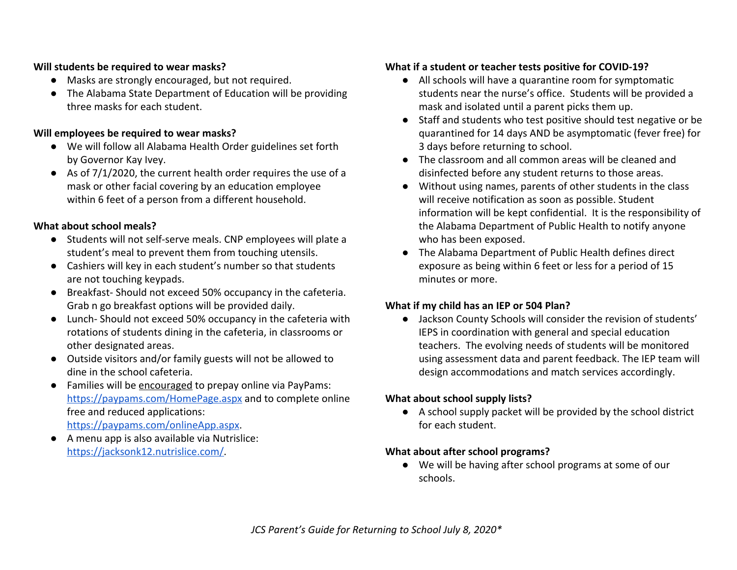**Will students be required to wear masks?**

- Masks are strongly encouraged, but not required.
- The Alabama State Department of Education will be providing three masks for each student.

**Will employees be required to wear masks?**

- We will follow all Alabama Health Order guidelines set forth by Governor Kay Ivey.
- As of 7/1/2020, the current health order requires the use of a mask or other facial covering by an education employee within 6 feet of a person from a different household.

**What about school meals?**

- Students will not self-serve meals. CNP employees will plate a student's meal to prevent them from touching utensils.
- Cashiers will key in each student's number so that students are not touching keypads.
- Breakfast- Should not exceed 50% occupancy in the cafeteria. Grab n go breakfast options will be provided daily.
- Lunch- Should not exceed 50% occupancy in the cafeteria with rotations of students dining in the cafeteria, in classrooms or other designated areas.
- Outside visitors and/or family guests will not be allowed to dine in the school cafeteria.
- Families will be <u>encouraged</u> to prepay online via PayPams: [https://paypams.com/HomePage.aspx](https://paypams.com/HomePage.aspx) and to complete online free and reduced applications: [https://paypams.com/onlineApp.aspx](https://paypams.com/onlineApp.aspx).
- A menu app is also available via Nutrislice: [https://jacksonk12.nutrislice.com/](https://jacksonk12.nutrislice.com/).

**What if a student or teacher tests positive for COVID-19?**

- All schools will have a quarantine room for symptomatic students near the nurse's office. Students will be provided a mask and isolated until a parent picks them up.
- Staff and students who test positive should test negative or be quarantined for 14 days AND be asymptomatic (fever free) for 3 days before returning to school.
- The classroom and all common areas will be cleaned and disinfected before any student returns to those areas.
- Without using names, parents of other students in the class will receive notification as soon as possible. Student information will be kept confidential. It is the responsibility of the Alabama Department of Public Health to notify anyone who has been exposed.
- The Alabama Department of Public Health defines direct exposure as being within 6 feet or less for a period of 15 minutes or more.

**What if my child has an IEP or 504 Plan?**

- Jackson County Schools will consider the revision of students' IEPS in coordination with general and special education teachers. The evolving needs of students will be monitored using assessment data and parent feedback. The IEP team will design accommodations and match services accordingly.

**What about school supply lists?**

- A school supply packet will be provided by the school district for each student.

**What about after school programs?**

- We will be having after school programs at some of our schools.

*JCS Parent's Guide for Returning to School July 8, 2020\**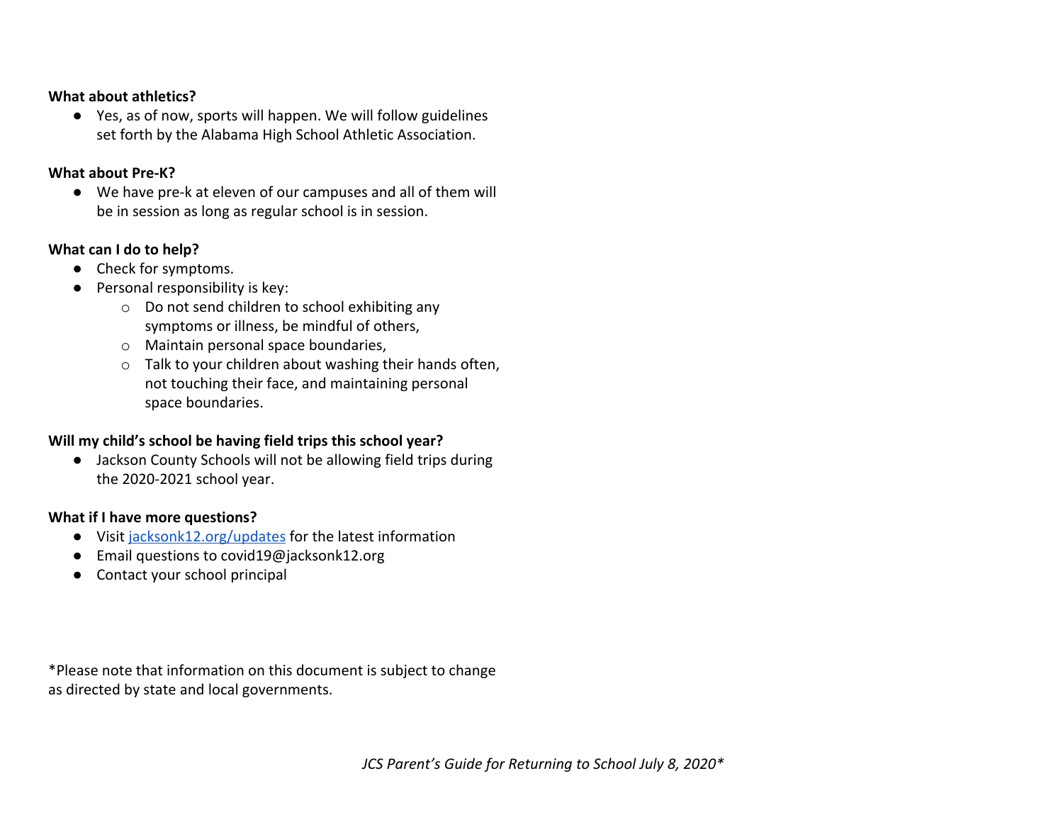**What about athletics?**

- Yes, as of now, sports will happen. We will follow guidelines set forth by the Alabama High School Athletic Association.

**What about Pre-K?**

- We have pre-k at eleven of our campuses and all of them will be in session as long as regular school is in session.

**What can I do to help?**

- Check for symptoms.
- Personal responsibility is key:
  - Do not send children to school exhibiting any symptoms or illness, be mindful of others,
  - Maintain personal space boundaries,
  - Talk to your children about washing their hands often, not touching their face, and maintaining personal space boundaries.

**Will my child's school be having field trips this school year?**

- Jackson County Schools will not be allowing field trips during the 2020-2021 school year.

**What if I have more questions?**

- Visit [jacksonk12.org/updates](http://jacksonk12.org/updates) for the latest information
- Email questions to covid19@jacksonk12.org
- Contact your school principal

*Please note that information on this document is subject to change as directed by state and local governments.

*JCS Parent's Guide for Returning to School July 8, 2020**